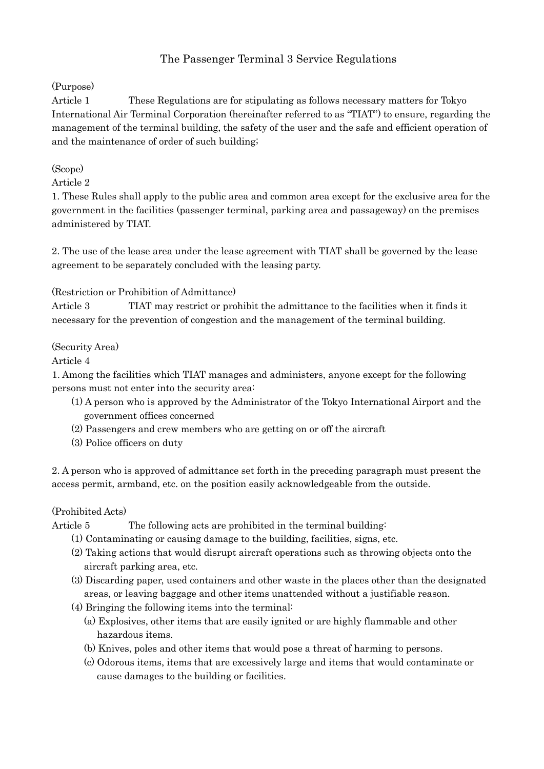# The Passenger Terminal 3 Service Regulations

(Purpose)

Article 1 These Regulations are for stipulating as follows necessary matters for Tokyo International Air Terminal Corporation (hereinafter referred to as "TIAT") to ensure, regarding the management of the terminal building, the safety of the user and the safe and efficient operation of and the maintenance of order of such building;

(Scope)

Article 2

1. These Rules shall apply to the public area and common area except for the exclusive area for the government in the facilities (passenger terminal, parking area and passageway) on the premises administered by TIAT.

2. The use of the lease area under the lease agreement with TIAT shall be governed by the lease agreement to be separately concluded with the leasing party.

(Restriction or Prohibition of Admittance)

Article 3 TIAT may restrict or prohibit the admittance to the facilities when it finds it necessary for the prevention of congestion and the management of the terminal building.

(Security Area)

Article 4

1. Among the facilities which TIAT manages and administers, anyone except for the following persons must not enter into the security area:

(1) A person who is approved by the Administrator of the Tokyo International Airport and the government offices concerned
(2) Passengers and crew members who are getting on or off the aircraft
(3) Police officers on duty

2. A person who is approved of admittance set forth in the preceding paragraph must present the access permit, armband, etc. on the position easily acknowledgeable from the outside.

(Prohibited Acts)

Article 5 The following acts are prohibited in the terminal building:

(1) Contaminating or causing damage to the building, facilities, signs, etc.
(2) Taking actions that would disrupt aircraft operations such as throwing objects onto the aircraft parking area, etc.
(3) Discarding paper, used containers and other waste in the places other than the designated areas, or leaving baggage and other items unattended without a justifiable reason.
(4) Bringing the following items into the terminal:
  (a) Explosives, other items that are easily ignited or are highly flammable and other hazardous items.
  (b) Knives, poles and other items that would pose a threat of harming to persons.
  (c) Odorous items, items that are excessively large and items that would contaminate or cause damages to the building or facilities.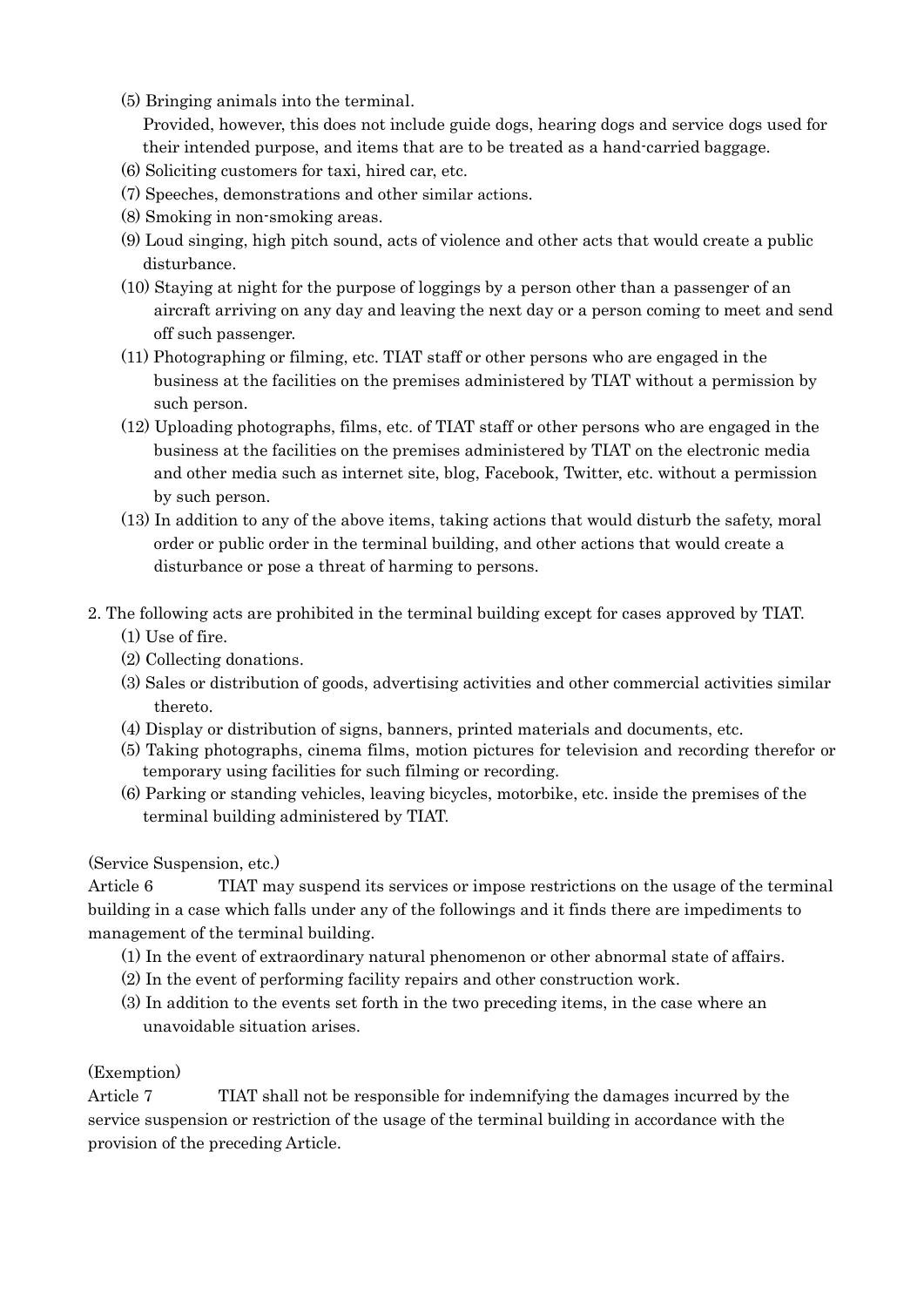(5) Bringing animals into the terminal.
Provided, however, this does not include guide dogs, hearing dogs and service dogs used for their intended purpose, and items that are to be treated as a hand-carried baggage.

(6) Soliciting customers for taxi, hired car, etc.

(7) Speeches, demonstrations and other similar actions.

(8) Smoking in non-smoking areas.

(9) Loud singing, high pitch sound, acts of violence and other acts that would create a public disturbance.

(10) Staying at night for the purpose of loggings by a person other than a passenger of an aircraft arriving on any day and leaving the next day or a person coming to meet and send off such passenger.

(11) Photographing or filming, etc. TIAT staff or other persons who are engaged in the business at the facilities on the premises administered by TIAT without a permission by such person.

(12) Uploading photographs, films, etc. of TIAT staff or other persons who are engaged in the business at the facilities on the premises administered by TIAT on the electronic media and other media such as internet site, blog, Facebook, Twitter, etc. without a permission by such person.

(13) In addition to any of the above items, taking actions that would disturb the safety, moral order or public order in the terminal building, and other actions that would create a disturbance or pose a threat of harming to persons.

2. The following acts are prohibited in the terminal building except for cases approved by TIAT.

(1) Use of fire.

(2) Collecting donations.

(3) Sales or distribution of goods, advertising activities and other commercial activities similar thereto.

(4) Display or distribution of signs, banners, printed materials and documents, etc.

(5) Taking photographs, cinema films, motion pictures for television and recording therefor or temporary using facilities for such filming or recording.

(6) Parking or standing vehicles, leaving bicycles, motorbike, etc. inside the premises of the terminal building administered by TIAT.

(Service Suspension, etc.)

Article 6 TIAT may suspend its services or impose restrictions on the usage of the terminal building in a case which falls under any of the followings and it finds there are impediments to management of the terminal building.

(1) In the event of extraordinary natural phenomenon or other abnormal state of affairs.

(2) In the event of performing facility repairs and other construction work.

(3) In addition to the events set forth in the two preceding items, in the case where an unavoidable situation arises.

(Exemption)

Article 7 TIAT shall not be responsible for indemnifying the damages incurred by the service suspension or restriction of the usage of the terminal building in accordance with the provision of the preceding Article.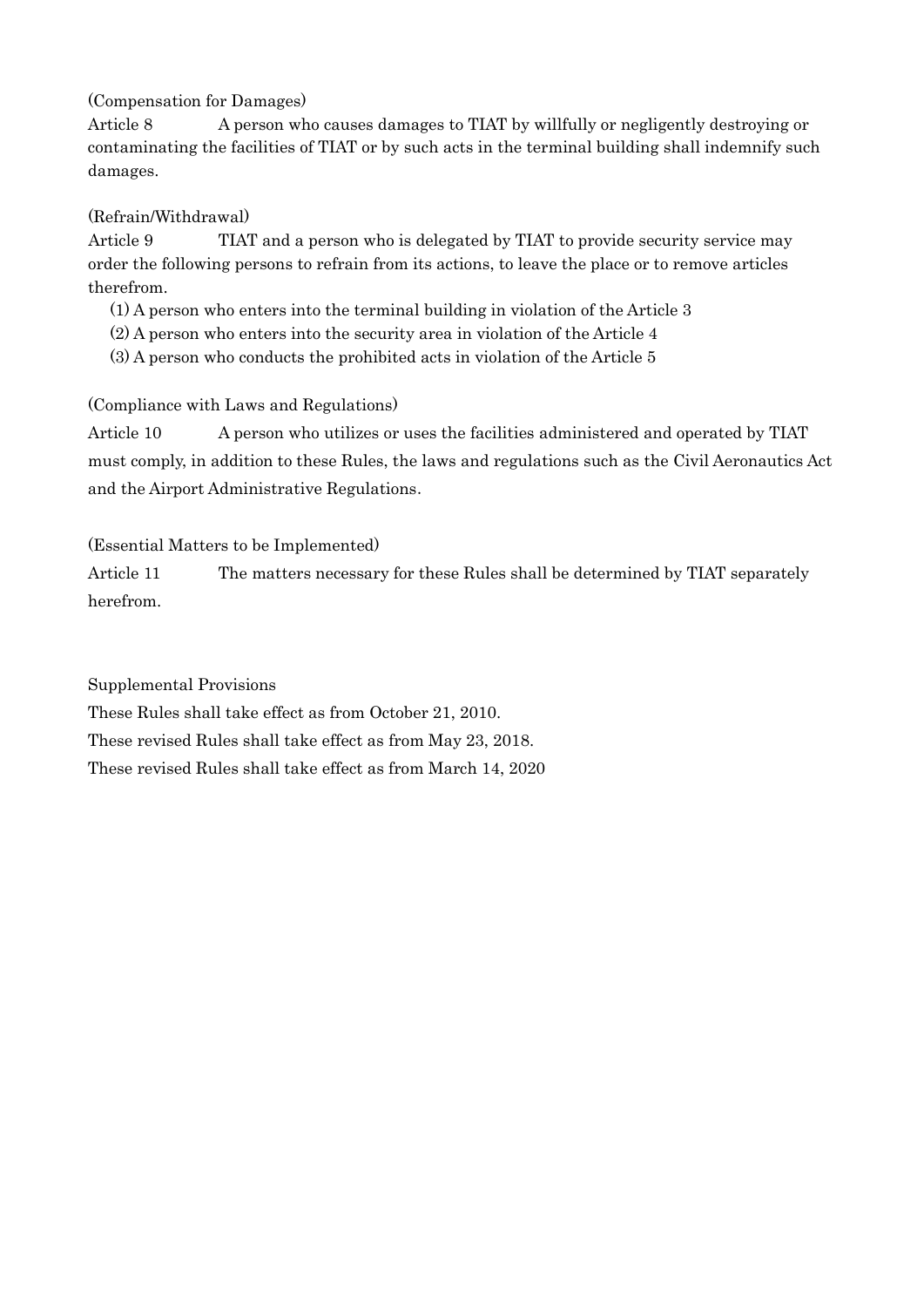(Compensation for Damages)

Article 8 A person who causes damages to TIAT by willfully or negligently destroying or contaminating the facilities of TIAT or by such acts in the terminal building shall indemnify such damages.

(Refrain/Withdrawal)

Article 9 TIAT and a person who is delegated by TIAT to provide security service may order the following persons to refrain from its actions, to leave the place or to remove articles therefrom.

(1) A person who enters into the terminal building in violation of the Article 3

(2) A person who enters into the security area in violation of the Article 4

(3) A person who conducts the prohibited acts in violation of the Article 5

(Compliance with Laws and Regulations)

Article 10 A person who utilizes or uses the facilities administered and operated by TIAT must comply, in addition to these Rules, the laws and regulations such as the Civil Aeronautics Act and the Airport Administrative Regulations.

(Essential Matters to be Implemented)

Article 11 The matters necessary for these Rules shall be determined by TIAT separately herefrom.

Supplemental Provisions

These Rules shall take effect as from October 21, 2010.

These revised Rules shall take effect as from May 23, 2018.

These revised Rules shall take effect as from March 14, 2020